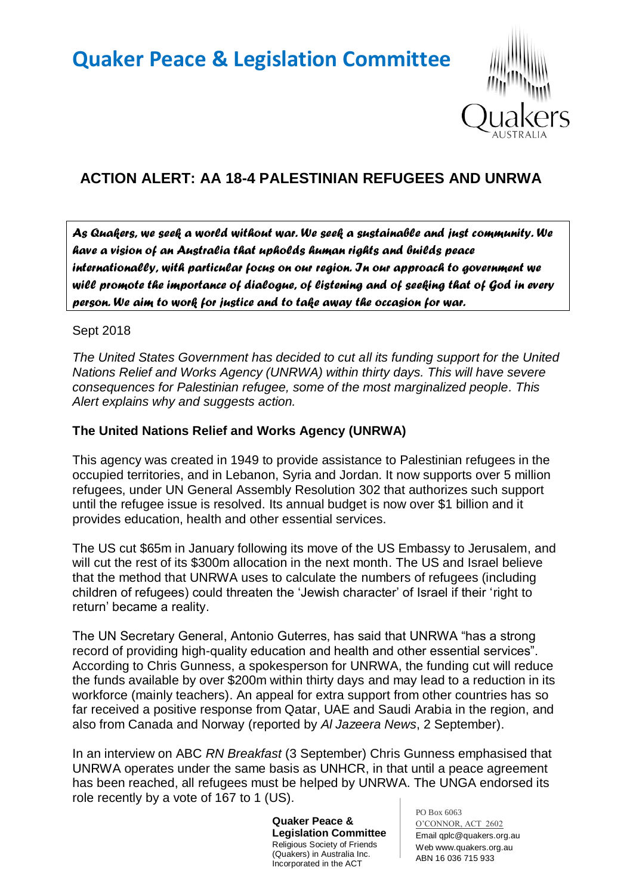# Quaker Peace & Legislation Committee

## ACTION ALERT: AA 18-4 PALESTINIAN REFUGEES AND UNRWA

*As Quakers, we seek a world without war. We seek a sustainable and just community. We have a vision of an Australia that upholds human rights and builds peace internationally, with particular focus on our region. In our approach to government we will promote the importance of dialogue, of listening and of seeking that of God in every person. We aim to work for justice and to take away the occasion for war.*

Sept 2018

*The United States Government has decided to cut all its funding support for the United Nations Relief and Works Agency (UNRWA) within thirty days. This will have severe consequences for Palestinian refugee, some of the most marginalized people. This Alert explains why and suggests action.*

### The United Nations Relief and Works Agency (UNRWA)

This agency was created in 1949 to provide assistance to Palestinian refugees in the occupied territories, and in Lebanon, Syria and Jordan. It now supports over 5 million refugees, under UN General Assembly Resolution 302 that authorizes such support until the refugee issue is resolved. Its annual budget is now over $1 billion and it provides education, health and other essential services.

The US cut $65m in January following its move of the US Embassy to Jerusalem, and will cut the rest of its $300m allocation in the next month. The US and Israel believe that the method that UNRWA uses to calculate the numbers of refugees (including children of refugees) could threaten the 'Jewish character' of Israel if their 'right to return' became a reality.

The UN Secretary General, Antonio Guterres, has said that UNRWA "has a strong record of providing high-quality education and health and other essential services". According to Chris Gunness, a spokesperson for UNRWA, the funding cut will reduce the funds available by over $200m within thirty days and may lead to a reduction in its workforce (mainly teachers). An appeal for extra support from other countries has so far received a positive response from Qatar, UAE and Saudi Arabia in the region, and also from Canada and Norway (reported by *Al Jazeera News*, 2 September).

In an interview on ABC *RN Breakfast* (3 September) Chris Gunness emphasised that UNRWA operates under the same basis as UNHCR, in that until a peace agreement has been reached, all refugees must be helped by UNRWA. The UNGA endorsed its role recently by a vote of 167 to 1 (US).

**Quaker Peace & Legislation Committee**
Religious Society of Friends (Quakers) in Australia Inc.
Incorporated in the ACT

PO Box 6063
O'CONNOR, ACT 2602
Email qplc@quakers.org.au
Web www.quakers.org.au
ABN 16 036 715 933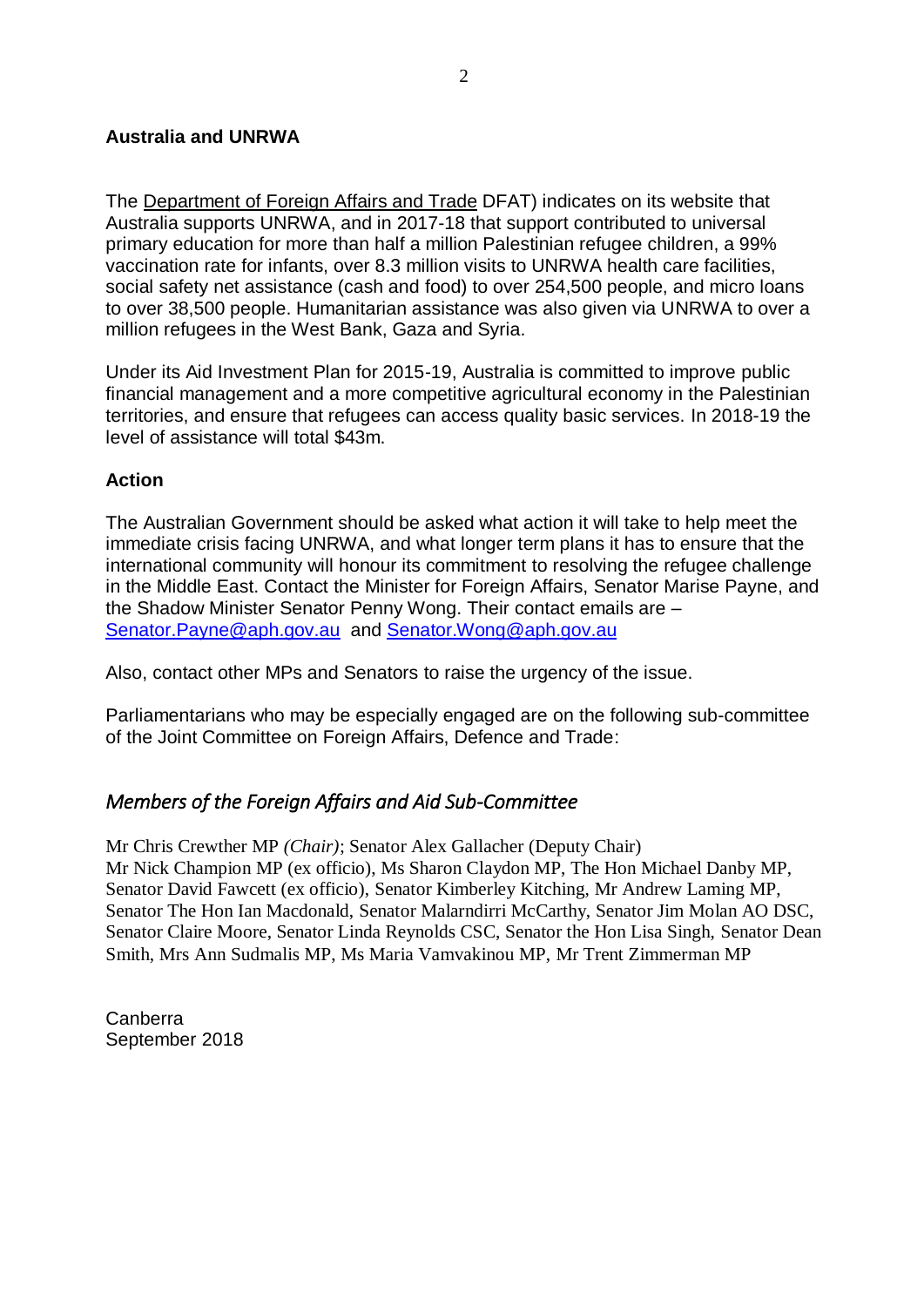**Australia and UNRWA**

The Department of Foreign Affairs and Trade DFAT) indicates on its website that Australia supports UNRWA, and in 2017-18 that support contributed to universal primary education for more than half a million Palestinian refugee children, a 99% vaccination rate for infants, over 8.3 million visits to UNRWA health care facilities, social safety net assistance (cash and food) to over 254,500 people, and micro loans to over 38,500 people. Humanitarian assistance was also given via UNRWA to over a million refugees in the West Bank, Gaza and Syria.

Under its Aid Investment Plan for 2015-19, Australia is committed to improve public financial management and a more competitive agricultural economy in the Palestinian territories, and ensure that refugees can access quality basic services. In 2018-19 the level of assistance will total $43m.

**Action**

The Australian Government should be asked what action it will take to help meet the immediate crisis facing UNRWA, and what longer term plans it has to ensure that the international community will honour its commitment to resolving the refugee challenge in the Middle East. Contact the Minister for Foreign Affairs, Senator Marise Payne, and the Shadow Minister Senator Penny Wong. Their contact emails are – Senator.Payne@aph.gov.au and Senator.Wong@aph.gov.au

Also, contact other MPs and Senators to raise the urgency of the issue.

Parliamentarians who may be especially engaged are on the following sub-committee of the Joint Committee on Foreign Affairs, Defence and Trade:

### *Members of the Foreign Affairs and Aid Sub-Committee*

Mr Chris Crewther MP *(Chair)*; Senator Alex Gallacher (Deputy Chair)
Mr Nick Champion MP (ex officio), Ms Sharon Claydon MP, The Hon Michael Danby MP, Senator David Fawcett (ex officio), Senator Kimberley Kitching, Mr Andrew Laming MP, Senator The Hon Ian Macdonald, Senator Malarndirri McCarthy, Senator Jim Molan AO DSC, Senator Claire Moore, Senator Linda Reynolds CSC, Senator the Hon Lisa Singh, Senator Dean Smith, Mrs Ann Sudmalis MP, Ms Maria Vamvakinou MP, Mr Trent Zimmerman MP

Canberra
September 2018